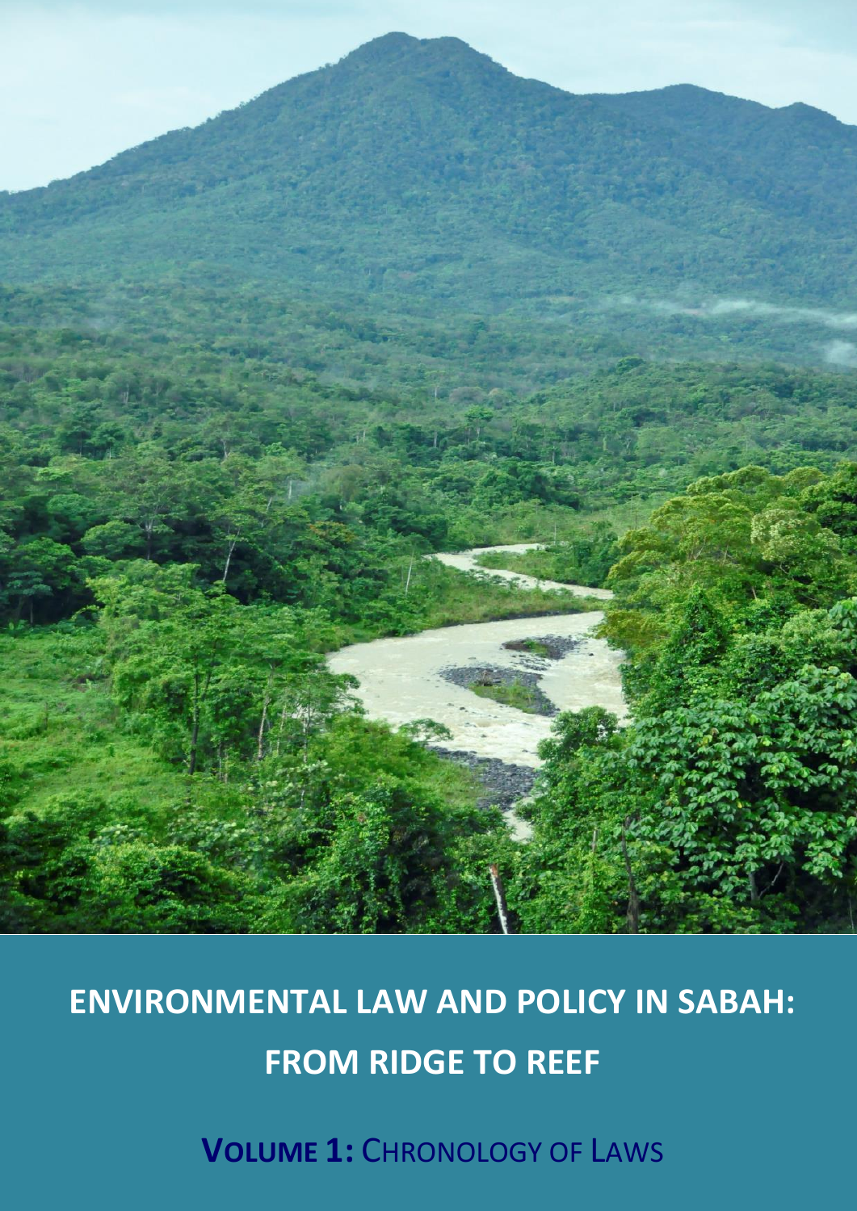# ENVIRONMENTAL LAW AND POLICY IN SABAH: FROM RIDGE TO REEF

## VOLUME 1: CHRONOLOGY OF LAWS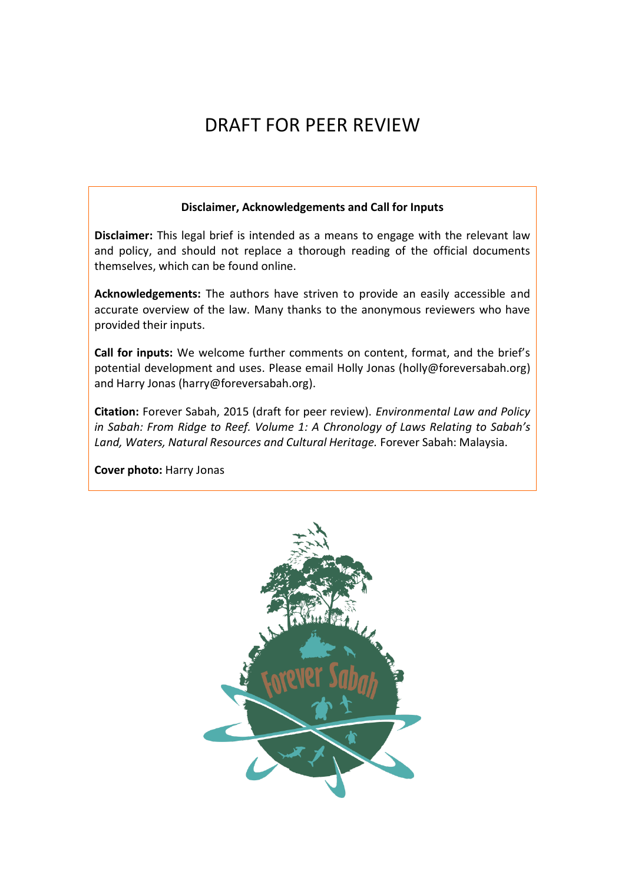# DRAFT FOR PEER REVIEW

**Disclaimer, Acknowledgements and Call for Inputs**

**Disclaimer:** This legal brief is intended as a means to engage with the relevant law and policy, and should not replace a thorough reading of the official documents themselves, which can be found online.

**Acknowledgements:** The authors have striven to provide an easily accessible and accurate overview of the law. Many thanks to the anonymous reviewers who have provided their inputs.

**Call for inputs:** We welcome further comments on content, format, and the brief's potential development and uses. Please email Holly Jonas (holly@foreversabah.org) and Harry Jonas (harry@foreversabah.org).

**Citation:** Forever Sabah, 2015 (draft for peer review). *Environmental Law and Policy in Sabah: From Ridge to Reef. Volume 1: A Chronology of Laws Relating to Sabah's Land, Waters, Natural Resources and Cultural Heritage.* Forever Sabah: Malaysia.

**Cover photo:** Harry Jonas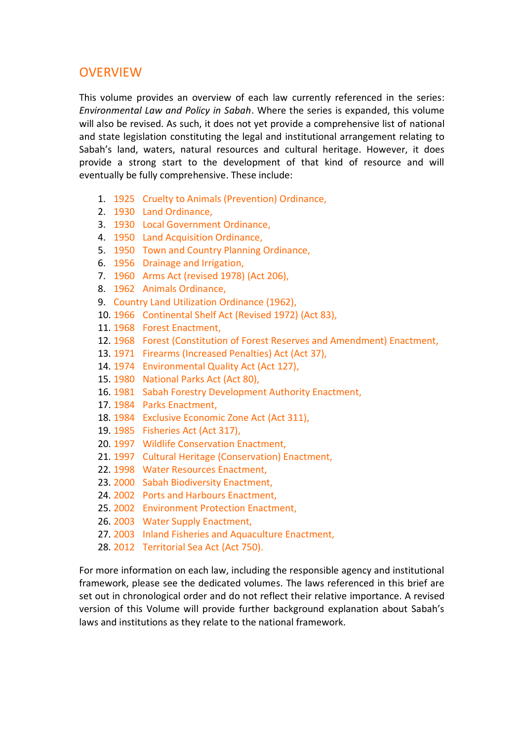## OVERVIEW

This volume provides an overview of each law currently referenced in the series: *Environmental Law and Policy in Sabah*. Where the series is expanded, this volume will also be revised. As such, it does not yet provide a comprehensive list of national and state legislation constituting the legal and institutional arrangement relating to Sabah's land, waters, natural resources and cultural heritage. However, it does provide a strong start to the development of that kind of resource and will eventually be fully comprehensive. These include:

1. 1925 Cruelty to Animals (Prevention) Ordinance,
2. 1930 Land Ordinance,
3. 1930 Local Government Ordinance,
4. 1950 Land Acquisition Ordinance,
5. 1950 Town and Country Planning Ordinance,
6. 1956 Drainage and Irrigation,
7. 1960 Arms Act (revised 1978) (Act 206),
8. 1962 Animals Ordinance,
9. Country Land Utilization Ordinance (1962),
10. 1966 Continental Shelf Act (Revised 1972) (Act 83),
11. 1968 Forest Enactment,
12. 1968 Forest (Constitution of Forest Reserves and Amendment) Enactment,
13. 1971 Firearms (Increased Penalties) Act (Act 37),
14. 1974 Environmental Quality Act (Act 127),
15. 1980 National Parks Act (Act 80),
16. 1981 Sabah Forestry Development Authority Enactment,
17. 1984 Parks Enactment,
18. 1984 Exclusive Economic Zone Act (Act 311),
19. 1985 Fisheries Act (Act 317),
20. 1997 Wildlife Conservation Enactment,
21. 1997 Cultural Heritage (Conservation) Enactment,
22. 1998 Water Resources Enactment,
23. 2000 Sabah Biodiversity Enactment,
24. 2002 Ports and Harbours Enactment,
25. 2002 Environment Protection Enactment,
26. 2003 Water Supply Enactment,
27. 2003 Inland Fisheries and Aquaculture Enactment,
28. 2012 Territorial Sea Act (Act 750).

For more information on each law, including the responsible agency and institutional framework, please see the dedicated volumes. The laws referenced in this brief are set out in chronological order and do not reflect their relative importance. A revised version of this Volume will provide further background explanation about Sabah's laws and institutions as they relate to the national framework.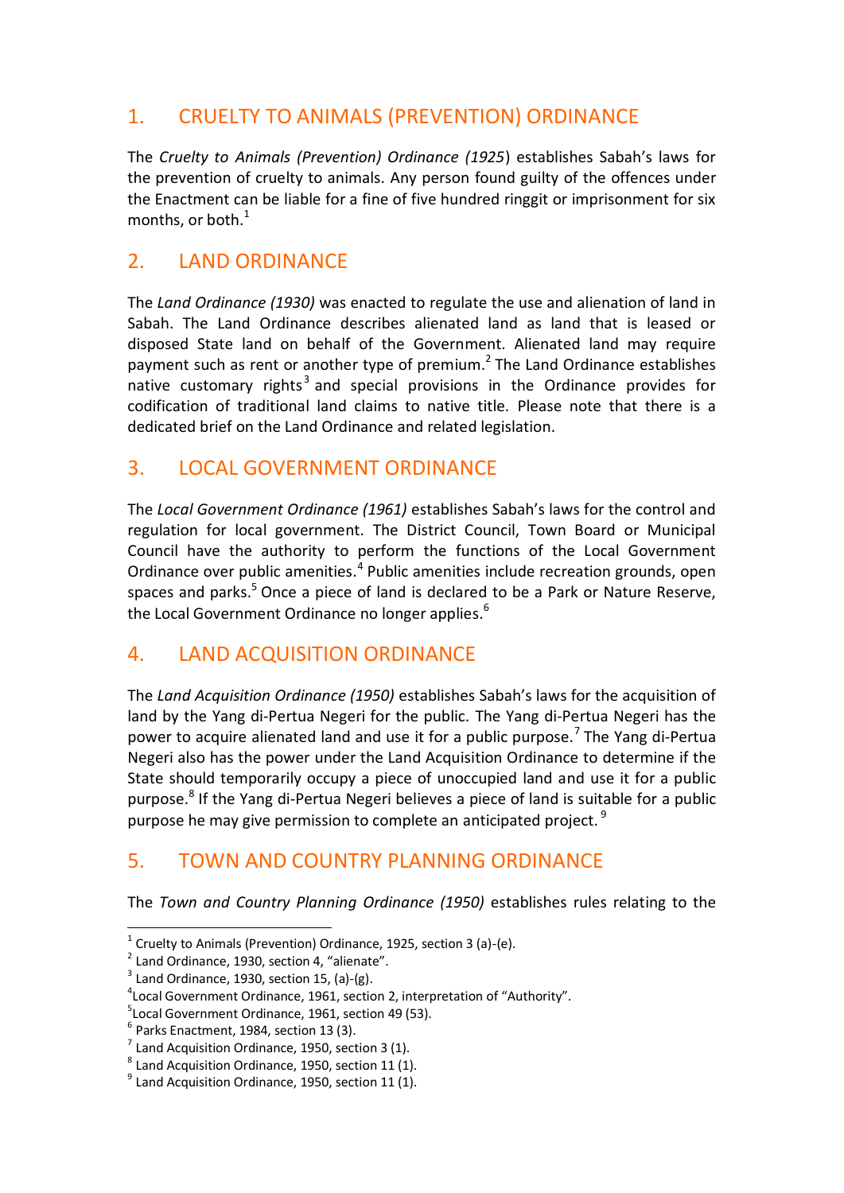## 1. CRUELTY TO ANIMALS (PREVENTION) ORDINANCE

The *Cruelty to Animals (Prevention) Ordinance (1925*) establishes Sabah's laws for the prevention of cruelty to animals. Any person found guilty of the offences under the Enactment can be liable for a fine of five hundred ringgit or imprisonment for six months, or both.[1]

## 2. LAND ORDINANCE

The *Land Ordinance (1930)* was enacted to regulate the use and alienation of land in Sabah. The Land Ordinance describes alienated land as land that is leased or disposed State land on behalf of the Government. Alienated land may require payment such as rent or another type of premium.[2] The Land Ordinance establishes native customary rights[3] and special provisions in the Ordinance provides for codification of traditional land claims to native title. Please note that there is a dedicated brief on the Land Ordinance and related legislation.

## 3. LOCAL GOVERNMENT ORDINANCE

The *Local Government Ordinance (1961)* establishes Sabah's laws for the control and regulation for local government. The District Council, Town Board or Municipal Council have the authority to perform the functions of the Local Government Ordinance over public amenities.[4] Public amenities include recreation grounds, open spaces and parks.[5] Once a piece of land is declared to be a Park or Nature Reserve, the Local Government Ordinance no longer applies.[6]

## 4. LAND ACQUISITION ORDINANCE

The *Land Acquisition Ordinance (1950)* establishes Sabah's laws for the acquisition of land by the Yang di-Pertua Negeri for the public. The Yang di-Pertua Negeri has the power to acquire alienated land and use it for a public purpose.[7] The Yang di-Pertua Negeri also has the power under the Land Acquisition Ordinance to determine if the State should temporarily occupy a piece of unoccupied land and use it for a public purpose.[8] If the Yang di-Pertua Negeri believes a piece of land is suitable for a public purpose he may give permission to complete an anticipated project.[9]

## 5. TOWN AND COUNTRY PLANNING ORDINANCE

The *Town and Country Planning Ordinance (1950)* establishes rules relating to the

---

[1] Cruelty to Animals (Prevention) Ordinance, 1925, section 3 (a)-(e).
[2] Land Ordinance, 1930, section 4, "alienate".
[3] Land Ordinance, 1930, section 15, (a)-(g).
[4] Local Government Ordinance, 1961, section 2, interpretation of "Authority".
[5] Local Government Ordinance, 1961, section 49 (53).
[6] Parks Enactment, 1984, section 13 (3).
[7] Land Acquisition Ordinance, 1950, section 3 (1).
[8] Land Acquisition Ordinance, 1950, section 11 (1).
[9] Land Acquisition Ordinance, 1950, section 11 (1).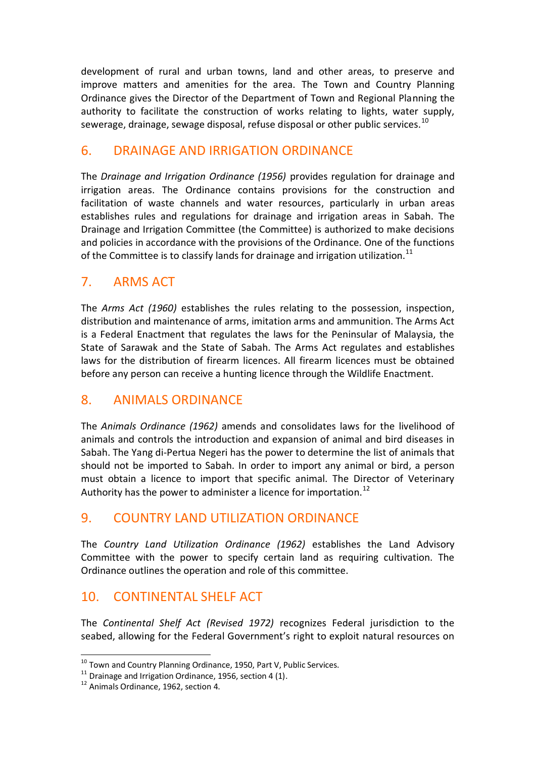development of rural and urban towns, land and other areas, to preserve and improve matters and amenities for the area. The Town and Country Planning Ordinance gives the Director of the Department of Town and Regional Planning the authority to facilitate the construction of works relating to lights, water supply, sewerage, drainage, sewage disposal, refuse disposal or other public services.[10]

## 6. DRAINAGE AND IRRIGATION ORDINANCE

The *Drainage and Irrigation Ordinance (1956)* provides regulation for drainage and irrigation areas. The Ordinance contains provisions for the construction and facilitation of waste channels and water resources, particularly in urban areas establishes rules and regulations for drainage and irrigation areas in Sabah. The Drainage and Irrigation Committee (the Committee) is authorized to make decisions and policies in accordance with the provisions of the Ordinance. One of the functions of the Committee is to classify lands for drainage and irrigation utilization.[11]

## 7. ARMS ACT

The *Arms Act (1960)* establishes the rules relating to the possession, inspection, distribution and maintenance of arms, imitation arms and ammunition. The Arms Act is a Federal Enactment that regulates the laws for the Peninsular of Malaysia, the State of Sarawak and the State of Sabah. The Arms Act regulates and establishes laws for the distribution of firearm licences. All firearm licences must be obtained before any person can receive a hunting licence through the Wildlife Enactment.

## 8. ANIMALS ORDINANCE

The *Animals Ordinance (1962)* amends and consolidates laws for the livelihood of animals and controls the introduction and expansion of animal and bird diseases in Sabah. The Yang di-Pertua Negeri has the power to determine the list of animals that should not be imported to Sabah. In order to import any animal or bird, a person must obtain a licence to import that specific animal. The Director of Veterinary Authority has the power to administer a licence for importation.[12]

## 9. COUNTRY LAND UTILIZATION ORDINANCE

The *Country Land Utilization Ordinance (1962)* establishes the Land Advisory Committee with the power to specify certain land as requiring cultivation. The Ordinance outlines the operation and role of this committee.

## 10. CONTINENTAL SHELF ACT

The *Continental Shelf Act (Revised 1972)* recognizes Federal jurisdiction to the seabed, allowing for the Federal Government's right to exploit natural resources on

---

[10] Town and Country Planning Ordinance, 1950, Part V, Public Services.

[11] Drainage and Irrigation Ordinance, 1956, section 4 (1).

[12] Animals Ordinance, 1962, section 4.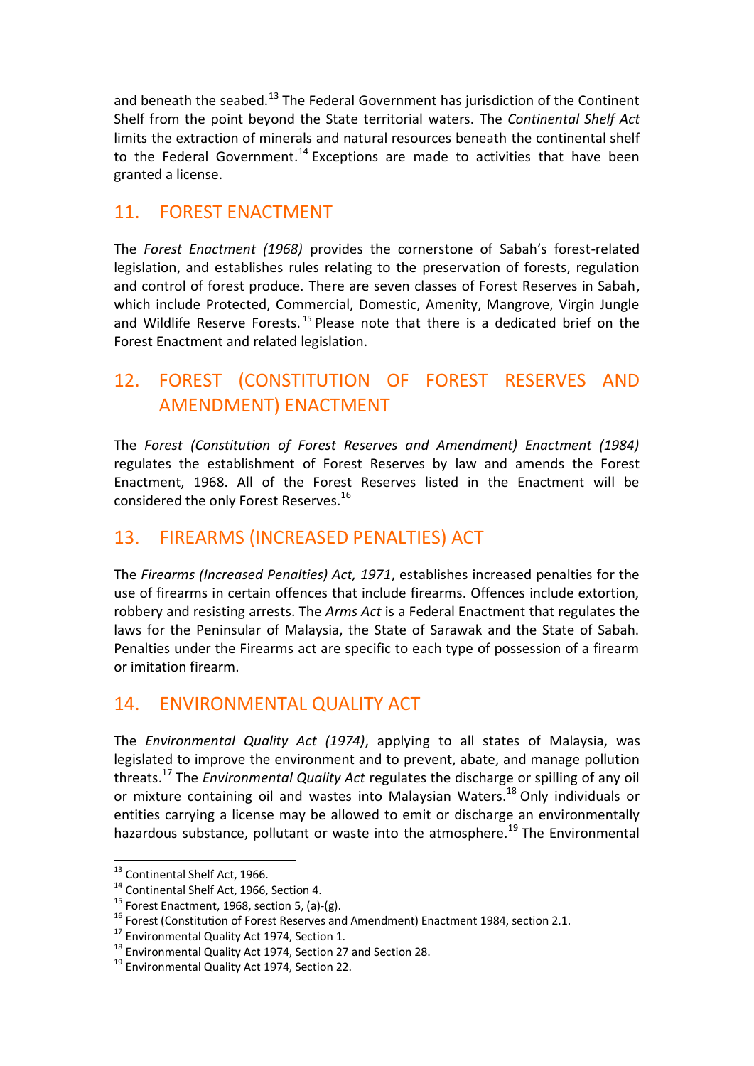and beneath the seabed.[13] The Federal Government has jurisdiction of the Continent Shelf from the point beyond the State territorial waters. The *Continental Shelf Act* limits the extraction of minerals and natural resources beneath the continental shelf to the Federal Government.[14] Exceptions are made to activities that have been granted a license.

## 11. FOREST ENACTMENT

The *Forest Enactment (1968)* provides the cornerstone of Sabah's forest-related legislation, and establishes rules relating to the preservation of forests, regulation and control of forest produce. There are seven classes of Forest Reserves in Sabah, which include Protected, Commercial, Domestic, Amenity, Mangrove, Virgin Jungle and Wildlife Reserve Forests.[15] Please note that there is a dedicated brief on the Forest Enactment and related legislation.

## 12. FOREST (CONSTITUTION OF FOREST RESERVES AND AMENDMENT) ENACTMENT

The *Forest (Constitution of Forest Reserves and Amendment) Enactment (1984)* regulates the establishment of Forest Reserves by law and amends the Forest Enactment, 1968. All of the Forest Reserves listed in the Enactment will be considered the only Forest Reserves.[16]

## 13. FIREARMS (INCREASED PENALTIES) ACT

The *Firearms (Increased Penalties) Act, 1971*, establishes increased penalties for the use of firearms in certain offences that include firearms. Offences include extortion, robbery and resisting arrests. The *Arms Act* is a Federal Enactment that regulates the laws for the Peninsular of Malaysia, the State of Sarawak and the State of Sabah. Penalties under the Firearms act are specific to each type of possession of a firearm or imitation firearm.

## 14. ENVIRONMENTAL QUALITY ACT

The *Environmental Quality Act (1974)*, applying to all states of Malaysia, was legislated to improve the environment and to prevent, abate, and manage pollution threats.[17] The *Environmental Quality Act* regulates the discharge or spilling of any oil or mixture containing oil and wastes into Malaysian Waters.[18] Only individuals or entities carrying a license may be allowed to emit or discharge an environmentally hazardous substance, pollutant or waste into the atmosphere.[19] The Environmental

---

[13] Continental Shelf Act, 1966.
[14] Continental Shelf Act, 1966, Section 4.
[15] Forest Enactment, 1968, section 5, (a)-(g).
[16] Forest (Constitution of Forest Reserves and Amendment) Enactment 1984, section 2.1.
[17] Environmental Quality Act 1974, Section 1.
[18] Environmental Quality Act 1974, Section 27 and Section 28.
[19] Environmental Quality Act 1974, Section 22.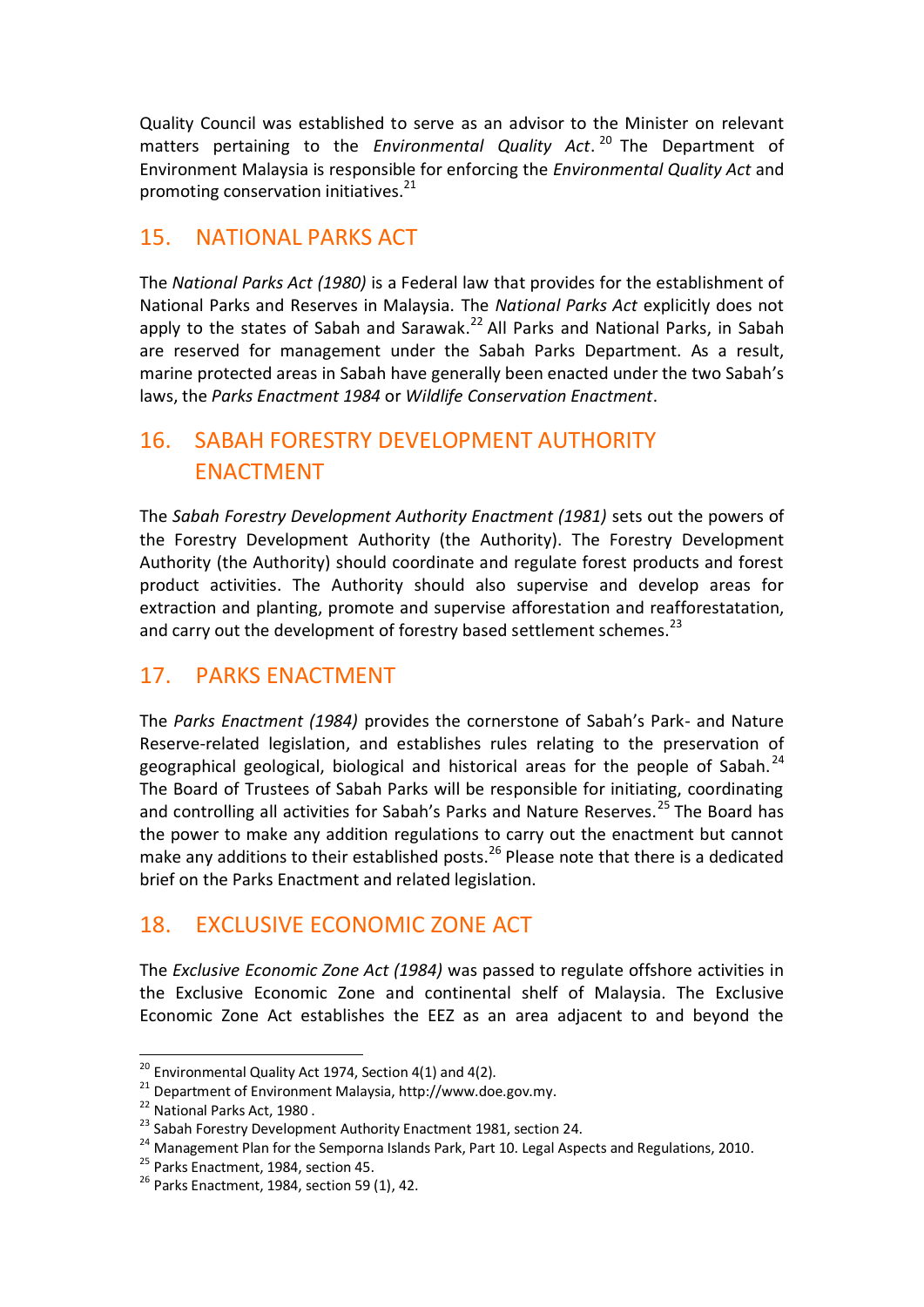Quality Council was established to serve as an advisor to the Minister on relevant matters pertaining to the *Environmental Quality Act*.[20] The Department of Environment Malaysia is responsible for enforcing the *Environmental Quality Act* and promoting conservation initiatives.[21]

## 15. NATIONAL PARKS ACT

The *National Parks Act (1980)* is a Federal law that provides for the establishment of National Parks and Reserves in Malaysia. The *National Parks Act* explicitly does not apply to the states of Sabah and Sarawak.[22] All Parks and National Parks, in Sabah are reserved for management under the Sabah Parks Department. As a result, marine protected areas in Sabah have generally been enacted under the two Sabah's laws, the *Parks Enactment 1984* or *Wildlife Conservation Enactment*.

## 16. SABAH FORESTRY DEVELOPMENT AUTHORITY ENACTMENT

The *Sabah Forestry Development Authority Enactment (1981)* sets out the powers of the Forestry Development Authority (the Authority). The Forestry Development Authority (the Authority) should coordinate and regulate forest products and forest product activities. The Authority should also supervise and develop areas for extraction and planting, promote and supervise afforestation and reafforestatation, and carry out the development of forestry based settlement schemes.[23]

## 17. PARKS ENACTMENT

The *Parks Enactment (1984)* provides the cornerstone of Sabah's Park- and Nature Reserve-related legislation, and establishes rules relating to the preservation of geographical geological, biological and historical areas for the people of Sabah.[24] The Board of Trustees of Sabah Parks will be responsible for initiating, coordinating and controlling all activities for Sabah's Parks and Nature Reserves.[25] The Board has the power to make any addition regulations to carry out the enactment but cannot make any additions to their established posts.[26] Please note that there is a dedicated brief on the Parks Enactment and related legislation.

## 18. EXCLUSIVE ECONOMIC ZONE ACT

The *Exclusive Economic Zone Act (1984)* was passed to regulate offshore activities in the Exclusive Economic Zone and continental shelf of Malaysia. The Exclusive Economic Zone Act establishes the EEZ as an area adjacent to and beyond the

---

[20] Environmental Quality Act 1974, Section 4(1) and 4(2).

[21] Department of Environment Malaysia, http://www.doe.gov.my.

[22] National Parks Act, 1980 .

[23] Sabah Forestry Development Authority Enactment 1981, section 24.

[24] Management Plan for the Semporna Islands Park, Part 10. Legal Aspects and Regulations, 2010.

[25] Parks Enactment, 1984, section 45.

[26] Parks Enactment, 1984, section 59 (1), 42.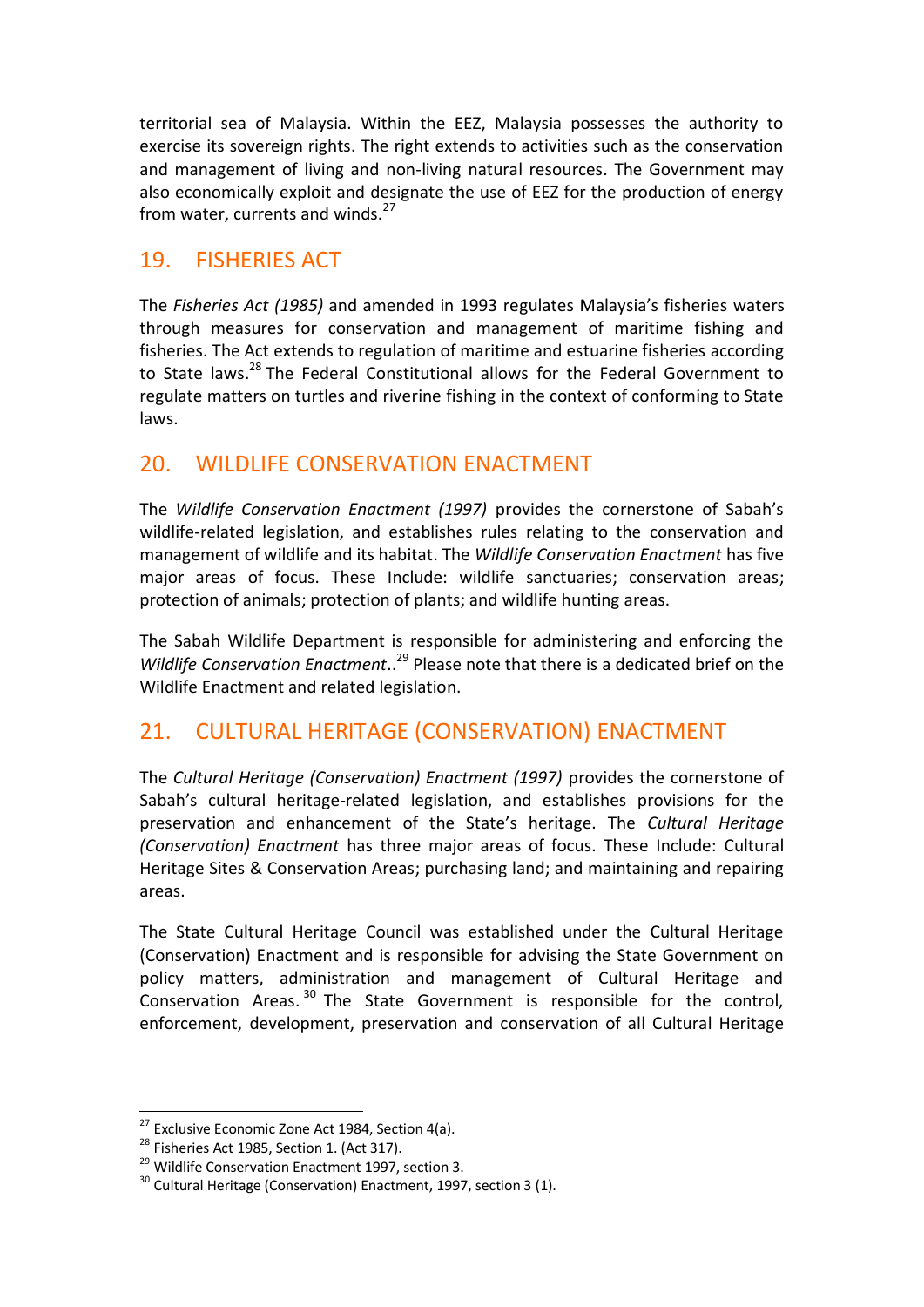territorial sea of Malaysia. Within the EEZ, Malaysia possesses the authority to exercise its sovereign rights. The right extends to activities such as the conservation and management of living and non-living natural resources. The Government may also economically exploit and designate the use of EEZ for the production of energy from water, currents and winds.[27]

## 19. FISHERIES ACT

The *Fisheries Act (1985)* and amended in 1993 regulates Malaysia's fisheries waters through measures for conservation and management of maritime fishing and fisheries. The Act extends to regulation of maritime and estuarine fisheries according to State laws.[28] The Federal Constitutional allows for the Federal Government to regulate matters on turtles and riverine fishing in the context of conforming to State laws.

## 20. WILDLIFE CONSERVATION ENACTMENT

The *Wildlife Conservation Enactment (1997)* provides the cornerstone of Sabah's wildlife-related legislation, and establishes rules relating to the conservation and management of wildlife and its habitat. The *Wildlife Conservation Enactment* has five major areas of focus. These Include: wildlife sanctuaries; conservation areas; protection of animals; protection of plants; and wildlife hunting areas.

The Sabah Wildlife Department is responsible for administering and enforcing the *Wildlife Conservation Enactment*..[29] Please note that there is a dedicated brief on the Wildlife Enactment and related legislation.

## 21. CULTURAL HERITAGE (CONSERVATION) ENACTMENT

The *Cultural Heritage (Conservation) Enactment (1997)* provides the cornerstone of Sabah's cultural heritage-related legislation, and establishes provisions for the preservation and enhancement of the State's heritage. The *Cultural Heritage (Conservation) Enactment* has three major areas of focus. These Include: Cultural Heritage Sites & Conservation Areas; purchasing land; and maintaining and repairing areas.

The State Cultural Heritage Council was established under the Cultural Heritage (Conservation) Enactment and is responsible for advising the State Government on policy matters, administration and management of Cultural Heritage and Conservation Areas.[30] The State Government is responsible for the control, enforcement, development, preservation and conservation of all Cultural Heritage

---

[27] Exclusive Economic Zone Act 1984, Section 4(a).
[28] Fisheries Act 1985, Section 1. (Act 317).
[29] Wildlife Conservation Enactment 1997, section 3.
[30] Cultural Heritage (Conservation) Enactment, 1997, section 3 (1).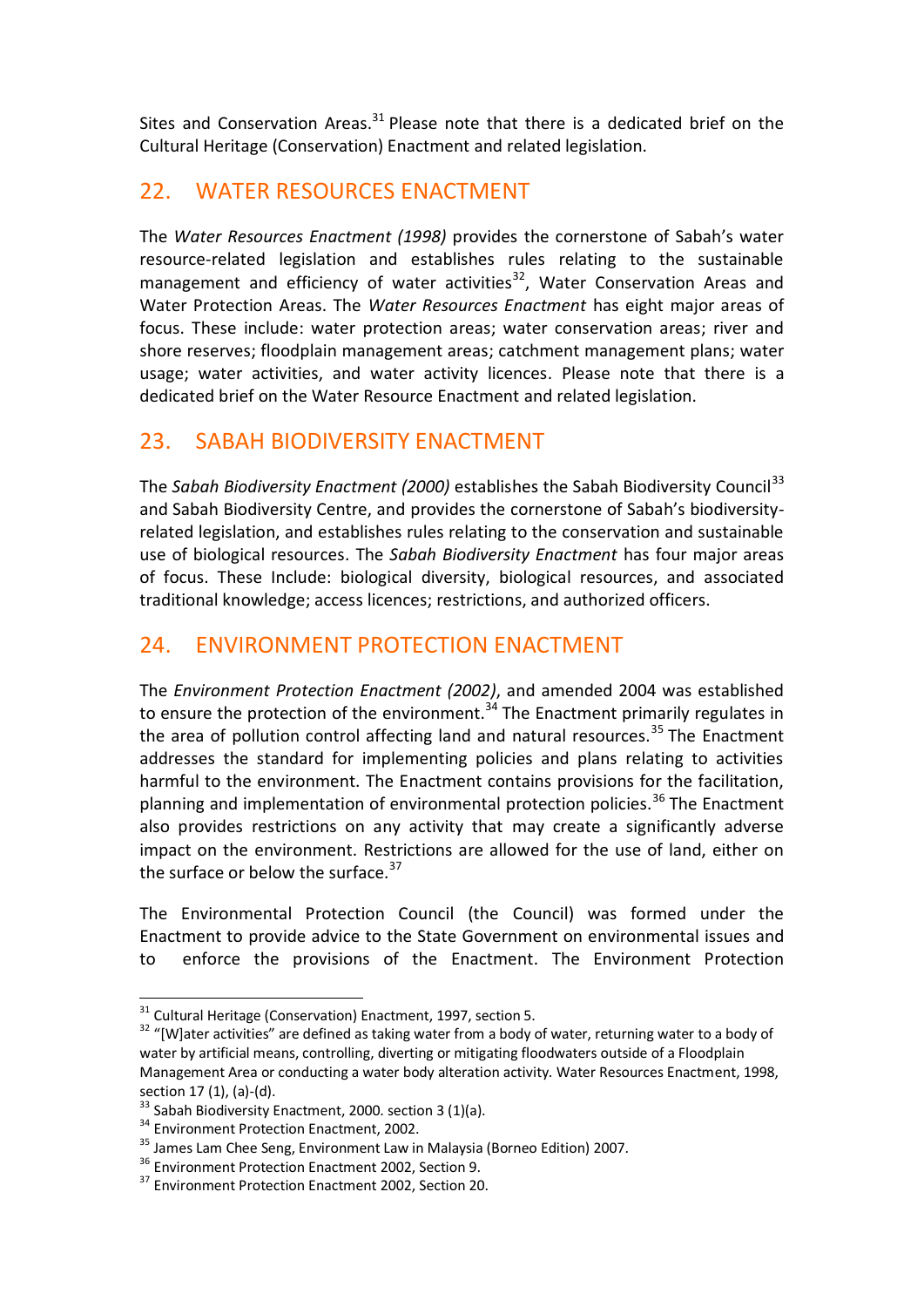Sites and Conservation Areas.[31] Please note that there is a dedicated brief on the Cultural Heritage (Conservation) Enactment and related legislation.

## 22. WATER RESOURCES ENACTMENT

The *Water Resources Enactment (1998)* provides the cornerstone of Sabah's water resource-related legislation and establishes rules relating to the sustainable management and efficiency of water activities[32], Water Conservation Areas and Water Protection Areas. The *Water Resources Enactment* has eight major areas of focus. These include: water protection areas; water conservation areas; river and shore reserves; floodplain management areas; catchment management plans; water usage; water activities, and water activity licences. Please note that there is a dedicated brief on the Water Resource Enactment and related legislation.

## 23. SABAH BIODIVERSITY ENACTMENT

The *Sabah Biodiversity Enactment (2000)* establishes the Sabah Biodiversity Council[33] and Sabah Biodiversity Centre, and provides the cornerstone of Sabah's biodiversity-related legislation, and establishes rules relating to the conservation and sustainable use of biological resources. The *Sabah Biodiversity Enactment* has four major areas of focus. These Include: biological diversity, biological resources, and associated traditional knowledge; access licences; restrictions, and authorized officers.

## 24. ENVIRONMENT PROTECTION ENACTMENT

The *Environment Protection Enactment (2002)*, and amended 2004 was established to ensure the protection of the environment.[34] The Enactment primarily regulates in the area of pollution control affecting land and natural resources.[35] The Enactment addresses the standard for implementing policies and plans relating to activities harmful to the environment. The Enactment contains provisions for the facilitation, planning and implementation of environmental protection policies.[36] The Enactment also provides restrictions on any activity that may create a significantly adverse impact on the environment. Restrictions are allowed for the use of land, either on the surface or below the surface.[37]

The Environmental Protection Council (the Council) was formed under the Enactment to provide advice to the State Government on environmental issues and to enforce the provisions of the Enactment. The Environment Protection

---

[31] Cultural Heritage (Conservation) Enactment, 1997, section 5.

[32] "[W]ater activities" are defined as taking water from a body of water, returning water to a body of water by artificial means, controlling, diverting or mitigating floodwaters outside of a Floodplain Management Area or conducting a water body alteration activity. Water Resources Enactment, 1998, section 17 (1), (a)-(d).

[33] Sabah Biodiversity Enactment, 2000. section 3 (1)(a).

[34] Environment Protection Enactment, 2002.

[35] James Lam Chee Seng, Environment Law in Malaysia (Borneo Edition) 2007.

[36] Environment Protection Enactment 2002, Section 9.

[37] Environment Protection Enactment 2002, Section 20.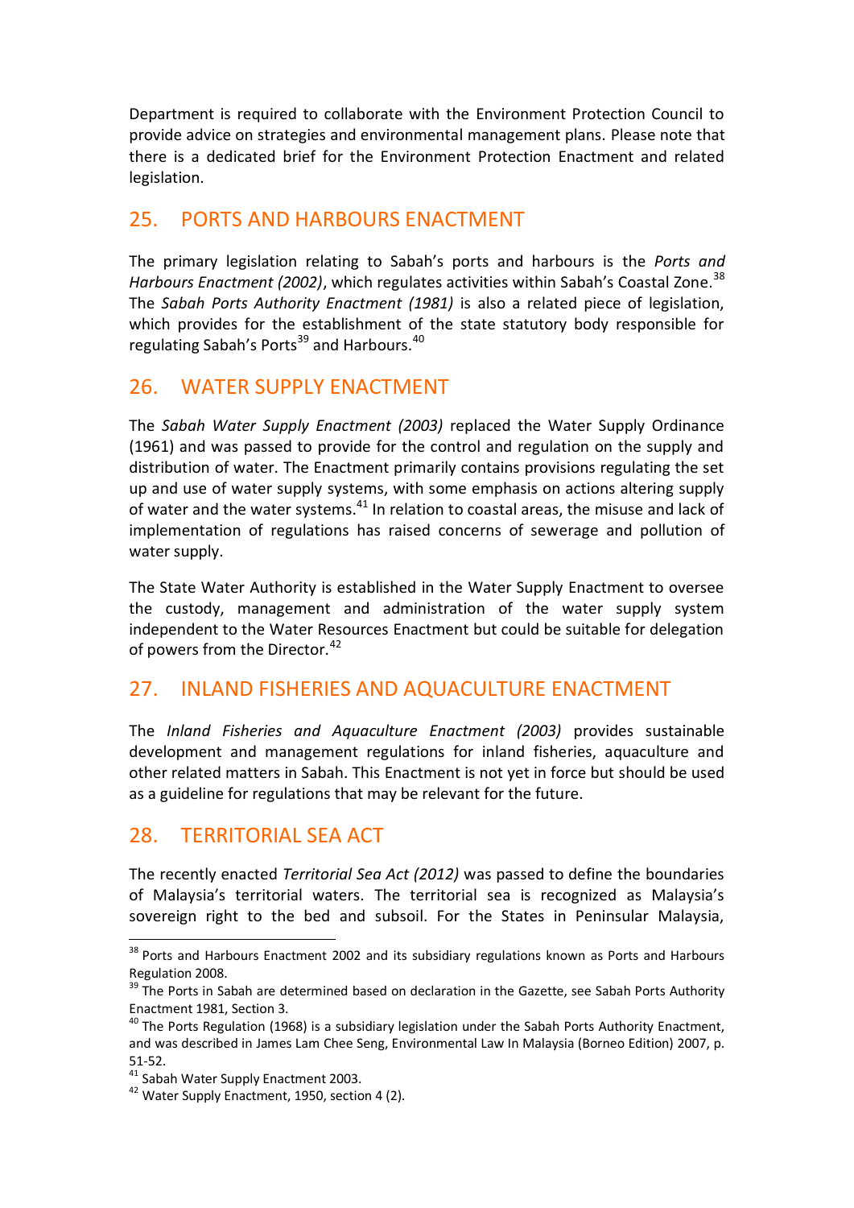Department is required to collaborate with the Environment Protection Council to provide advice on strategies and environmental management plans. Please note that there is a dedicated brief for the Environment Protection Enactment and related legislation.

## 25. PORTS AND HARBOURS ENACTMENT

The primary legislation relating to Sabah's ports and harbours is the *Ports and Harbours Enactment (2002)*, which regulates activities within Sabah's Coastal Zone.[38] The *Sabah Ports Authority Enactment (1981)* is also a related piece of legislation, which provides for the establishment of the state statutory body responsible for regulating Sabah's Ports[39] and Harbours.[40]

## 26. WATER SUPPLY ENACTMENT

The *Sabah Water Supply Enactment (2003)* replaced the Water Supply Ordinance (1961) and was passed to provide for the control and regulation on the supply and distribution of water. The Enactment primarily contains provisions regulating the set up and use of water supply systems, with some emphasis on actions altering supply of water and the water systems.[41] In relation to coastal areas, the misuse and lack of implementation of regulations has raised concerns of sewerage and pollution of water supply.

The State Water Authority is established in the Water Supply Enactment to oversee the custody, management and administration of the water supply system independent to the Water Resources Enactment but could be suitable for delegation of powers from the Director.[42]

## 27. INLAND FISHERIES AND AQUACULTURE ENACTMENT

The *Inland Fisheries and Aquaculture Enactment (2003)* provides sustainable development and management regulations for inland fisheries, aquaculture and other related matters in Sabah. This Enactment is not yet in force but should be used as a guideline for regulations that may be relevant for the future.

## 28. TERRITORIAL SEA ACT

The recently enacted *Territorial Sea Act (2012)* was passed to define the boundaries of Malaysia's territorial waters. The territorial sea is recognized as Malaysia's sovereign right to the bed and subsoil. For the States in Peninsular Malaysia,

---

[38] Ports and Harbours Enactment 2002 and its subsidiary regulations known as Ports and Harbours Regulation 2008.

[39] The Ports in Sabah are determined based on declaration in the Gazette, see Sabah Ports Authority Enactment 1981, Section 3.

[40] The Ports Regulation (1968) is a subsidiary legislation under the Sabah Ports Authority Enactment, and was described in James Lam Chee Seng, Environmental Law In Malaysia (Borneo Edition) 2007, p. 51-52.

[41] Sabah Water Supply Enactment 2003.

[42] Water Supply Enactment, 1950, section 4 (2).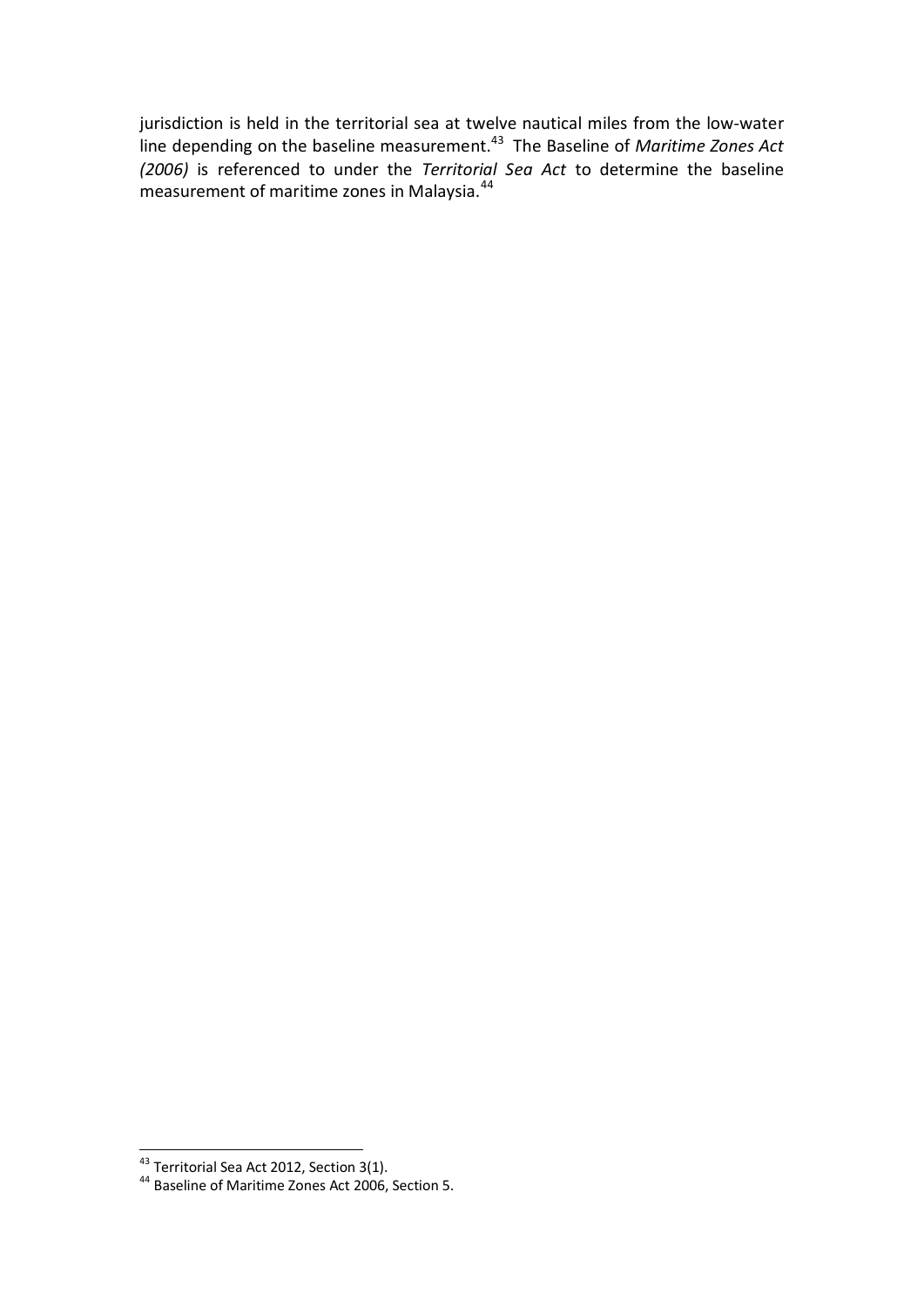jurisdiction is held in the territorial sea at twelve nautical miles from the low-water line depending on the baseline measurement.[43] The Baseline of *Maritime Zones Act (2006)* is referenced to under the *Territorial Sea Act* to determine the baseline measurement of maritime zones in Malaysia.[44]

---

[43] Territorial Sea Act 2012, Section 3(1).

[44] Baseline of Maritime Zones Act 2006, Section 5.